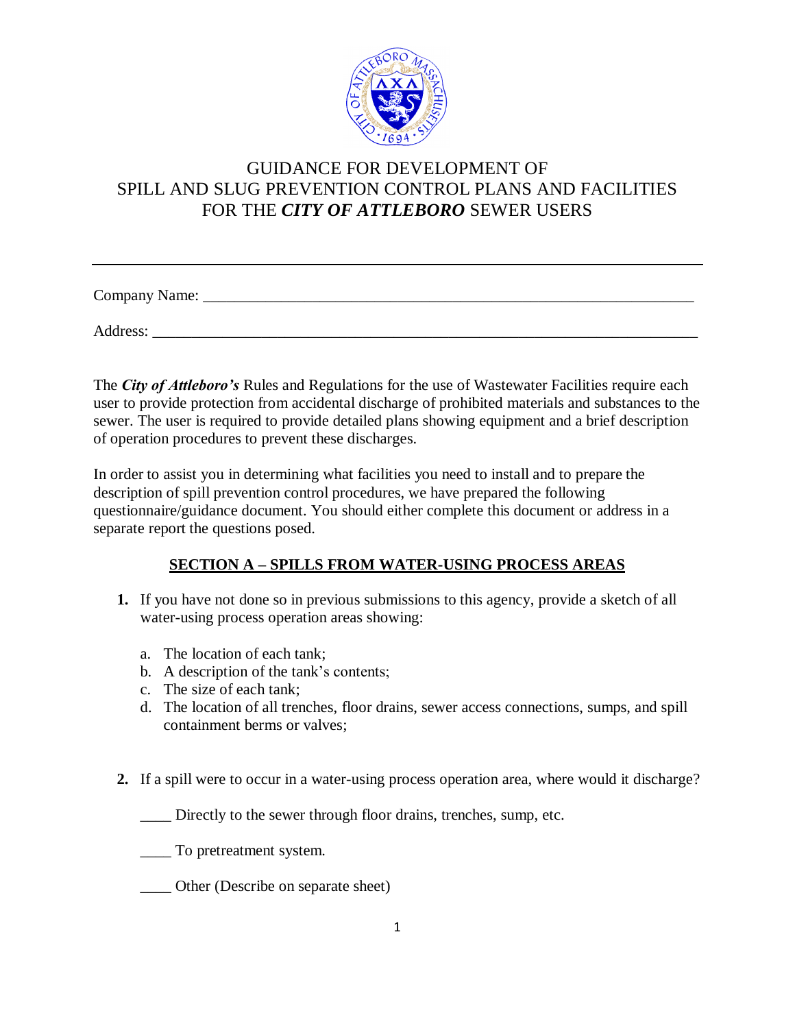# GUIDANCE FOR DEVELOPMENT OF SPILL AND SLUG PREVENTION CONTROL PLANS AND FACILITIES FOR THE *CITY OF ATTLEBORO* SEWER USERS

---

Company Name: ___________________________________________________________________

Address: _______________________________________________________________________

The ***City of Attleboro's*** Rules and Regulations for the use of Wastewater Facilities require each user to provide protection from accidental discharge of prohibited materials and substances to the sewer. The user is required to provide detailed plans showing equipment and a brief description of operation procedures to prevent these discharges.

In order to assist you in determining what facilities you need to install and to prepare the description of spill prevention control procedures, we have prepared the following questionnaire/guidance document. You should either complete this document or address in a separate report the questions posed.

## SECTION A – SPILLS FROM WATER-USING PROCESS AREAS

**1.** If you have not done so in previous submissions to this agency, provide a sketch of all water-using process operation areas showing:

a. The location of each tank;
b. A description of the tank's contents;
c. The size of each tank;
d. The location of all trenches, floor drains, sewer access connections, sumps, and spill containment berms or valves;

**2.** If a spill were to occur in a water-using process operation area, where would it discharge?

____ Directly to the sewer through floor drains, trenches, sump, etc.

____ To pretreatment system.

____ Other (Describe on separate sheet)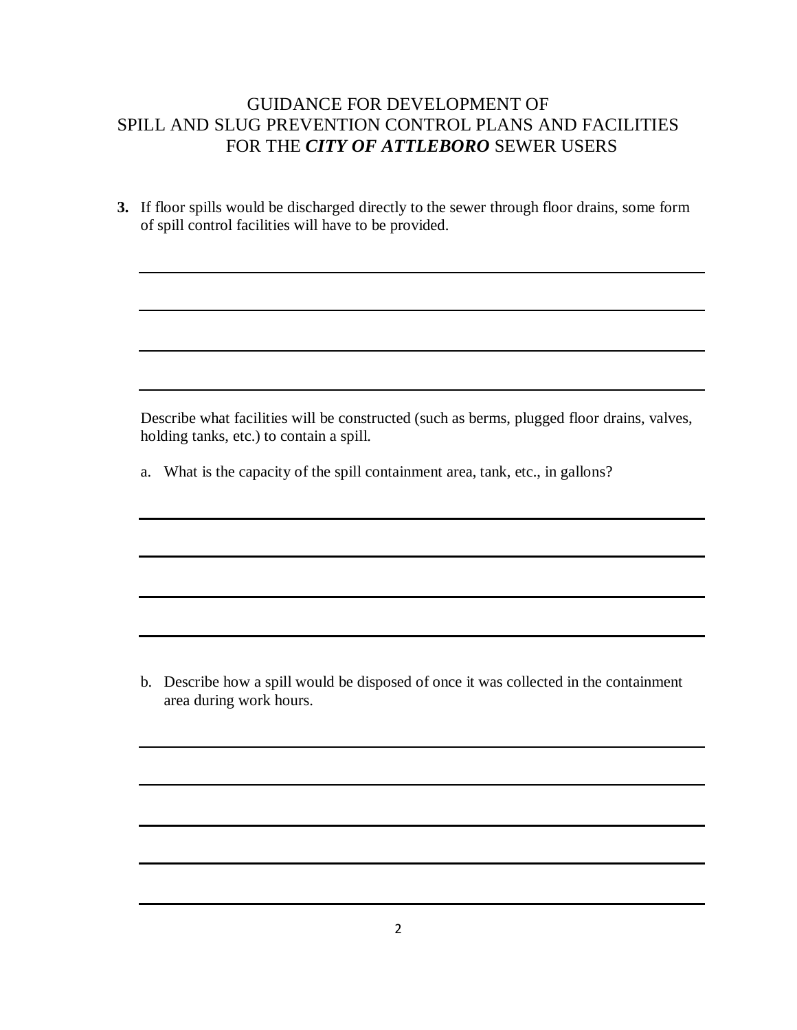# GUIDANCE FOR DEVELOPMENT OF SPILL AND SLUG PREVENTION CONTROL PLANS AND FACILITIES FOR THE ***CITY OF ATTLEBORO*** SEWER USERS

**3.** If floor spills would be discharged directly to the sewer through floor drains, some form of spill control facilities will have to be provided.

______________________________________________________________________

______________________________________________________________________

______________________________________________________________________

______________________________________________________________________

Describe what facilities will be constructed (such as berms, plugged floor drains, valves, holding tanks, etc.) to contain a spill.

a. What is the capacity of the spill containment area, tank, etc., in gallons?

______________________________________________________________________

______________________________________________________________________

______________________________________________________________________

______________________________________________________________________

b. Describe how a spill would be disposed of once it was collected in the containment area during work hours.

______________________________________________________________________

______________________________________________________________________

______________________________________________________________________

______________________________________________________________________

______________________________________________________________________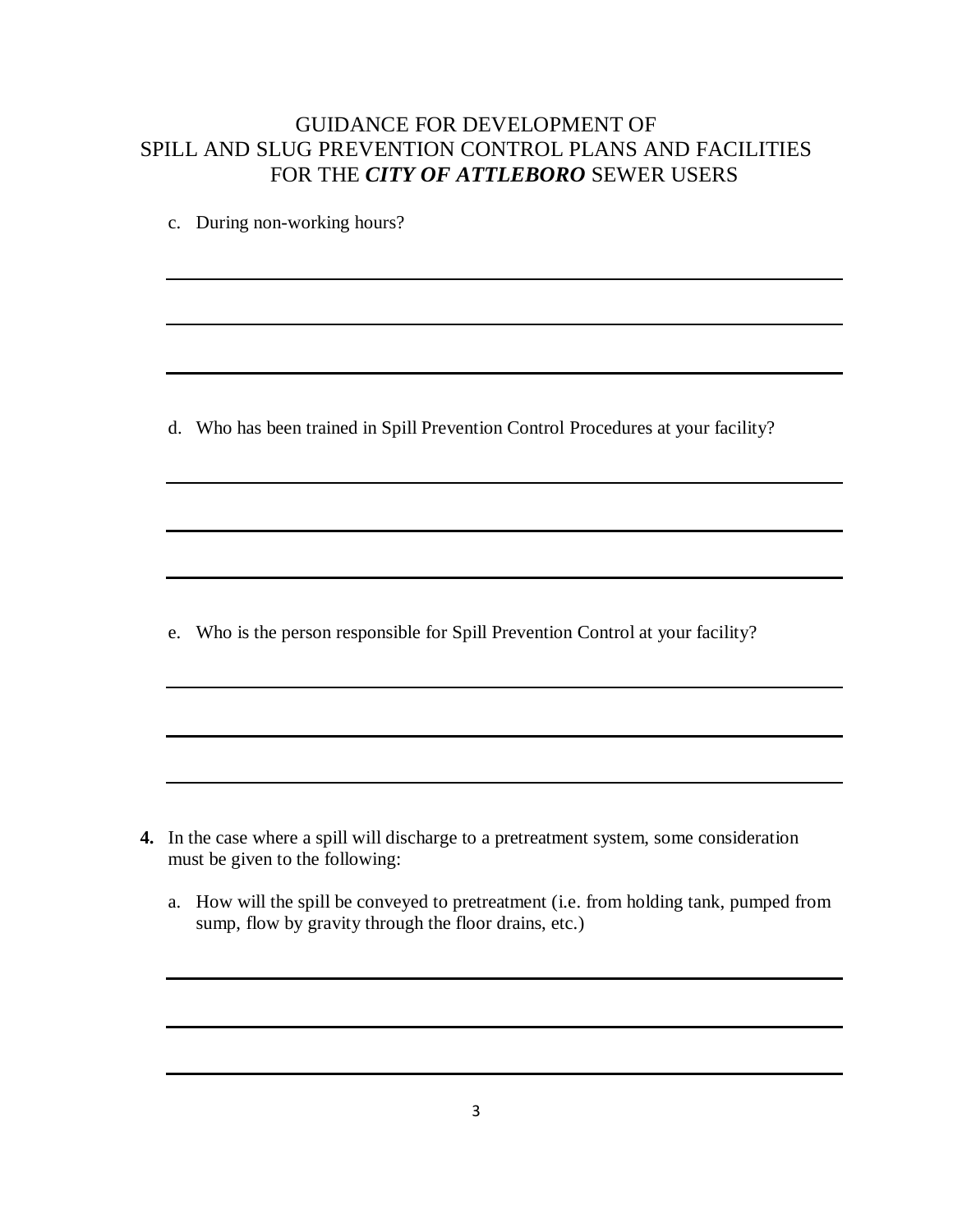c. During non-working hours?

\_\_\_\_\_\_\_\_\_\_\_\_\_\_\_\_\_\_\_\_\_\_\_\_\_\_\_\_\_\_\_\_\_\_\_\_\_\_\_\_\_\_\_\_\_\_\_\_\_\_\_\_\_\_\_\_\_\_\_\_\_\_\_\_\_\_\_\_

\_\_\_\_\_\_\_\_\_\_\_\_\_\_\_\_\_\_\_\_\_\_\_\_\_\_\_\_\_\_\_\_\_\_\_\_\_\_\_\_\_\_\_\_\_\_\_\_\_\_\_\_\_\_\_\_\_\_\_\_\_\_\_\_\_\_\_\_

\_\_\_\_\_\_\_\_\_\_\_\_\_\_\_\_\_\_\_\_\_\_\_\_\_\_\_\_\_\_\_\_\_\_\_\_\_\_\_\_\_\_\_\_\_\_\_\_\_\_\_\_\_\_\_\_\_\_\_\_\_\_\_\_\_\_\_\_

d. Who has been trained in Spill Prevention Control Procedures at your facility?

\_\_\_\_\_\_\_\_\_\_\_\_\_\_\_\_\_\_\_\_\_\_\_\_\_\_\_\_\_\_\_\_\_\_\_\_\_\_\_\_\_\_\_\_\_\_\_\_\_\_\_\_\_\_\_\_\_\_\_\_\_\_\_\_\_\_\_\_

\_\_\_\_\_\_\_\_\_\_\_\_\_\_\_\_\_\_\_\_\_\_\_\_\_\_\_\_\_\_\_\_\_\_\_\_\_\_\_\_\_\_\_\_\_\_\_\_\_\_\_\_\_\_\_\_\_\_\_\_\_\_\_\_\_\_\_\_

\_\_\_\_\_\_\_\_\_\_\_\_\_\_\_\_\_\_\_\_\_\_\_\_\_\_\_\_\_\_\_\_\_\_\_\_\_\_\_\_\_\_\_\_\_\_\_\_\_\_\_\_\_\_\_\_\_\_\_\_\_\_\_\_\_\_\_\_

e. Who is the person responsible for Spill Prevention Control at your facility?

\_\_\_\_\_\_\_\_\_\_\_\_\_\_\_\_\_\_\_\_\_\_\_\_\_\_\_\_\_\_\_\_\_\_\_\_\_\_\_\_\_\_\_\_\_\_\_\_\_\_\_\_\_\_\_\_\_\_\_\_\_\_\_\_\_\_\_\_

\_\_\_\_\_\_\_\_\_\_\_\_\_\_\_\_\_\_\_\_\_\_\_\_\_\_\_\_\_\_\_\_\_\_\_\_\_\_\_\_\_\_\_\_\_\_\_\_\_\_\_\_\_\_\_\_\_\_\_\_\_\_\_\_\_\_\_\_

\_\_\_\_\_\_\_\_\_\_\_\_\_\_\_\_\_\_\_\_\_\_\_\_\_\_\_\_\_\_\_\_\_\_\_\_\_\_\_\_\_\_\_\_\_\_\_\_\_\_\_\_\_\_\_\_\_\_\_\_\_\_\_\_\_\_\_\_

**4.** In the case where a spill will discharge to a pretreatment system, some consideration must be given to the following:

a. How will the spill be conveyed to pretreatment (i.e. from holding tank, pumped from sump, flow by gravity through the floor drains, etc.)

\_\_\_\_\_\_\_\_\_\_\_\_\_\_\_\_\_\_\_\_\_\_\_\_\_\_\_\_\_\_\_\_\_\_\_\_\_\_\_\_\_\_\_\_\_\_\_\_\_\_\_\_\_\_\_\_\_\_\_\_\_\_\_\_\_\_\_\_

\_\_\_\_\_\_\_\_\_\_\_\_\_\_\_\_\_\_\_\_\_\_\_\_\_\_\_\_\_\_\_\_\_\_\_\_\_\_\_\_\_\_\_\_\_\_\_\_\_\_\_\_\_\_\_\_\_\_\_\_\_\_\_\_\_\_\_\_

\_\_\_\_\_\_\_\_\_\_\_\_\_\_\_\_\_\_\_\_\_\_\_\_\_\_\_\_\_\_\_\_\_\_\_\_\_\_\_\_\_\_\_\_\_\_\_\_\_\_\_\_\_\_\_\_\_\_\_\_\_\_\_\_\_\_\_\_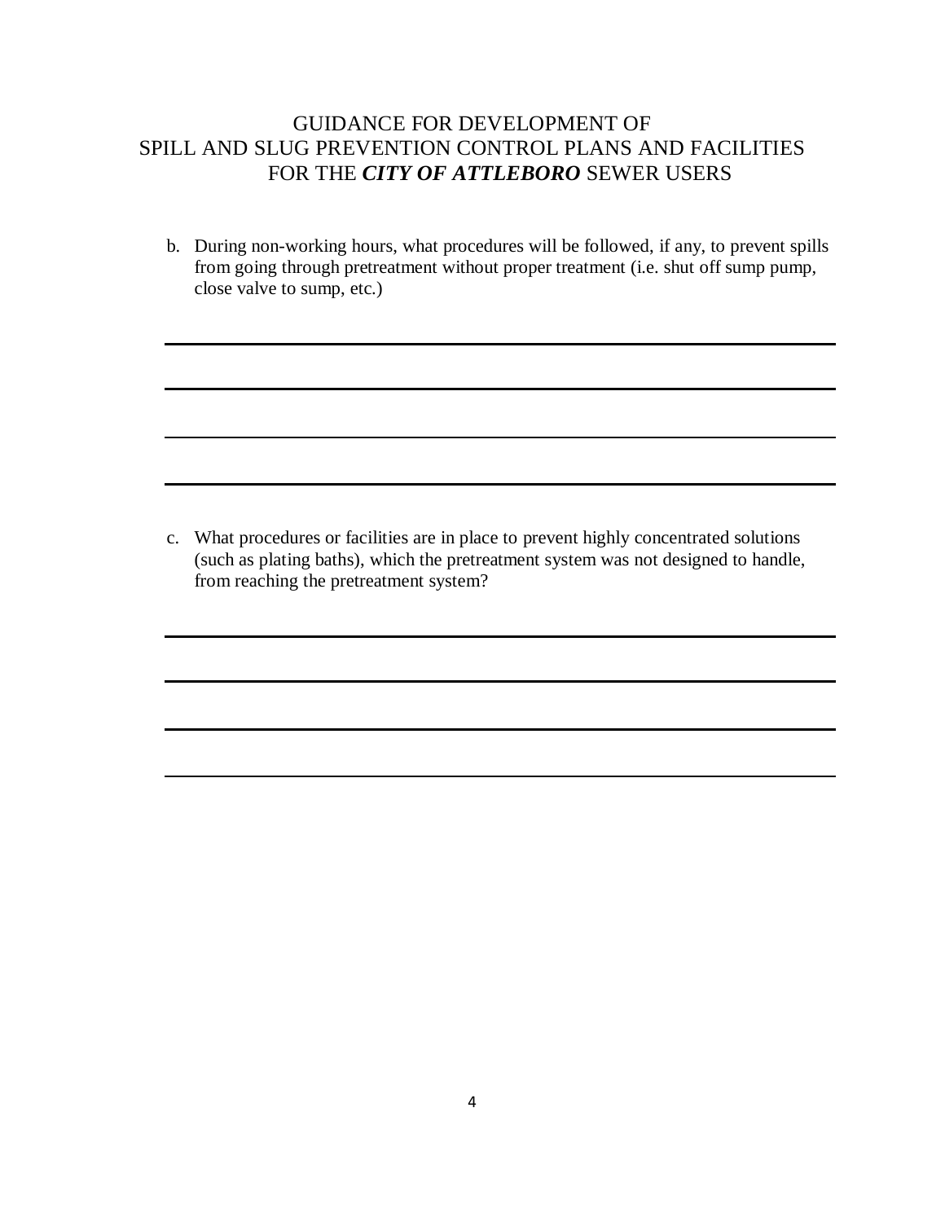GUIDANCE FOR DEVELOPMENT OF
SPILL AND SLUG PREVENTION CONTROL PLANS AND FACILITIES
FOR THE ***CITY OF ATTLEBORO*** SEWER USERS

b. During non-working hours, what procedures will be followed, if any, to prevent spills from going through pretreatment without proper treatment (i.e. shut off sump pump, close valve to sump, etc.)

\_\_\_\_\_\_\_\_\_\_\_\_\_\_\_\_\_\_\_\_\_\_\_\_\_\_\_\_\_\_\_\_\_\_\_\_\_\_\_\_\_\_\_\_\_\_\_\_\_\_\_\_\_\_\_\_\_\_\_\_\_\_\_\_\_\_\_\_\_\_\_\_

\_\_\_\_\_\_\_\_\_\_\_\_\_\_\_\_\_\_\_\_\_\_\_\_\_\_\_\_\_\_\_\_\_\_\_\_\_\_\_\_\_\_\_\_\_\_\_\_\_\_\_\_\_\_\_\_\_\_\_\_\_\_\_\_\_\_\_\_\_\_\_\_

\_\_\_\_\_\_\_\_\_\_\_\_\_\_\_\_\_\_\_\_\_\_\_\_\_\_\_\_\_\_\_\_\_\_\_\_\_\_\_\_\_\_\_\_\_\_\_\_\_\_\_\_\_\_\_\_\_\_\_\_\_\_\_\_\_\_\_\_\_\_\_\_

\_\_\_\_\_\_\_\_\_\_\_\_\_\_\_\_\_\_\_\_\_\_\_\_\_\_\_\_\_\_\_\_\_\_\_\_\_\_\_\_\_\_\_\_\_\_\_\_\_\_\_\_\_\_\_\_\_\_\_\_\_\_\_\_\_\_\_\_\_\_\_\_

c. What procedures or facilities are in place to prevent highly concentrated solutions (such as plating baths), which the pretreatment system was not designed to handle, from reaching the pretreatment system?

\_\_\_\_\_\_\_\_\_\_\_\_\_\_\_\_\_\_\_\_\_\_\_\_\_\_\_\_\_\_\_\_\_\_\_\_\_\_\_\_\_\_\_\_\_\_\_\_\_\_\_\_\_\_\_\_\_\_\_\_\_\_\_\_\_\_\_\_\_\_\_\_

\_\_\_\_\_\_\_\_\_\_\_\_\_\_\_\_\_\_\_\_\_\_\_\_\_\_\_\_\_\_\_\_\_\_\_\_\_\_\_\_\_\_\_\_\_\_\_\_\_\_\_\_\_\_\_\_\_\_\_\_\_\_\_\_\_\_\_\_\_\_\_\_

\_\_\_\_\_\_\_\_\_\_\_\_\_\_\_\_\_\_\_\_\_\_\_\_\_\_\_\_\_\_\_\_\_\_\_\_\_\_\_\_\_\_\_\_\_\_\_\_\_\_\_\_\_\_\_\_\_\_\_\_\_\_\_\_\_\_\_\_\_\_\_\_

\_\_\_\_\_\_\_\_\_\_\_\_\_\_\_\_\_\_\_\_\_\_\_\_\_\_\_\_\_\_\_\_\_\_\_\_\_\_\_\_\_\_\_\_\_\_\_\_\_\_\_\_\_\_\_\_\_\_\_\_\_\_\_\_\_\_\_\_\_\_\_\_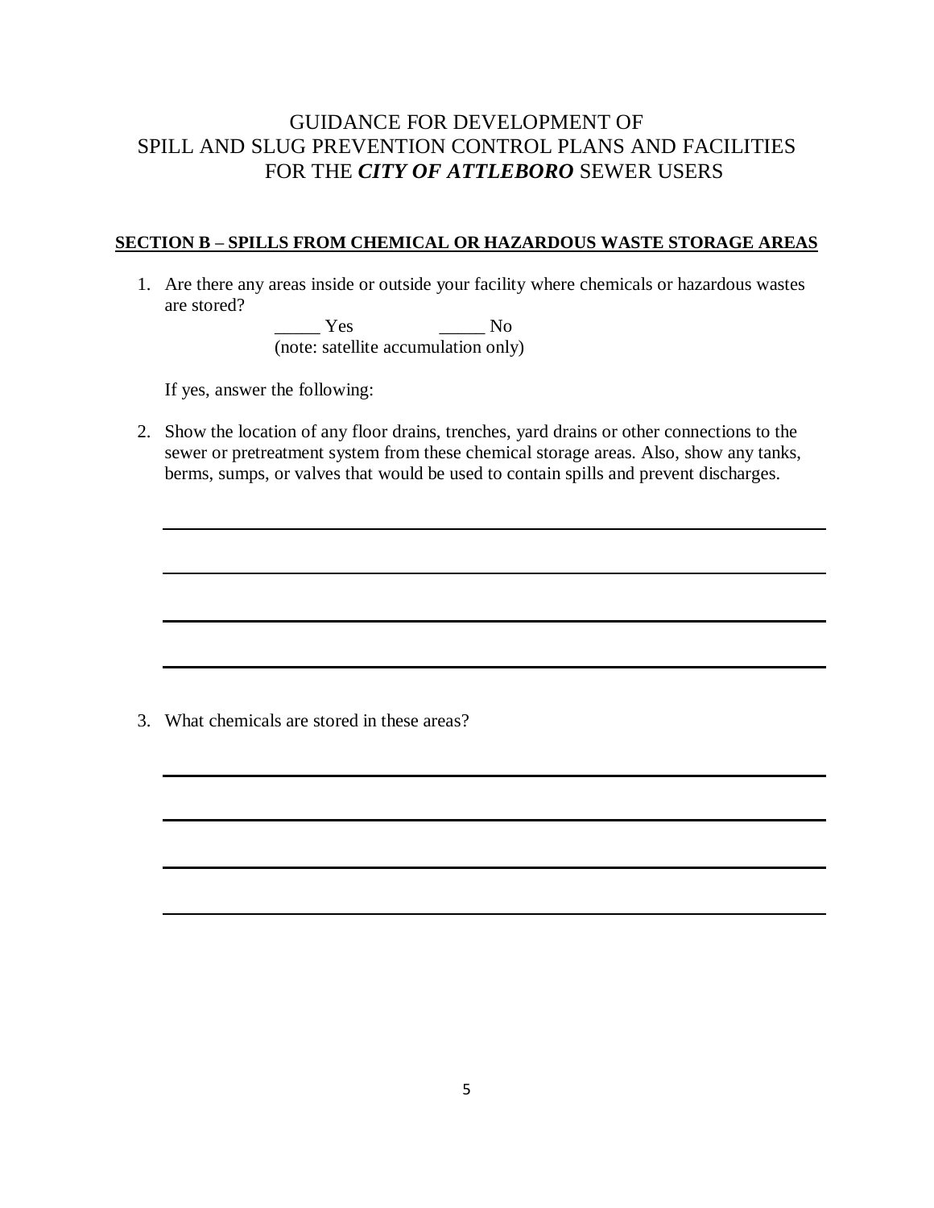# GUIDANCE FOR DEVELOPMENT OF SPILL AND SLUG PREVENTION CONTROL PLANS AND FACILITIES FOR THE *CITY OF ATTLEBORO* SEWER USERS

## SECTION B – SPILLS FROM CHEMICAL OR HAZARDOUS WASTE STORAGE AREAS

1. Are there any areas inside or outside your facility where chemicals or hazardous wastes are stored?

   _____ Yes _____ No
   (note: satellite accumulation only)

   If yes, answer the following:

2. Show the location of any floor drains, trenches, yard drains or other connections to the sewer or pretreatment system from these chemical storage areas. Also, show any tanks, berms, sumps, or valves that would be used to contain spills and prevent discharges.

   ______________________________________________________________________

   ______________________________________________________________________

   ______________________________________________________________________

   ______________________________________________________________________

3. What chemicals are stored in these areas?

   ______________________________________________________________________

   ______________________________________________________________________

   ______________________________________________________________________

   ______________________________________________________________________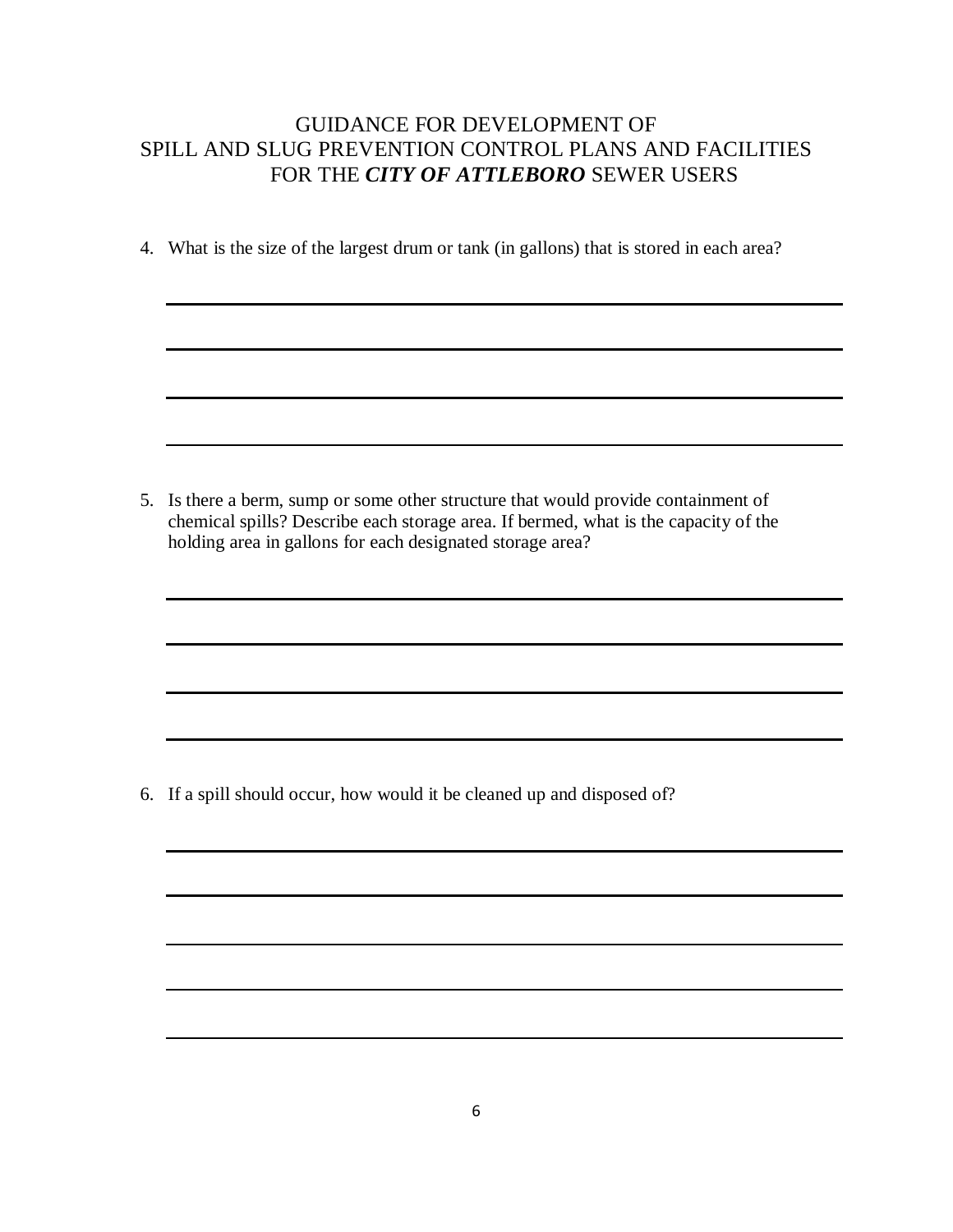GUIDANCE FOR DEVELOPMENT OF
SPILL AND SLUG PREVENTION CONTROL PLANS AND FACILITIES
FOR THE ***CITY OF ATTLEBORO*** SEWER USERS

4. What is the size of the largest drum or tank (in gallons) that is stored in each area?

\_\_\_\_\_\_\_\_\_\_\_\_\_\_\_\_\_\_\_\_\_\_\_\_\_\_\_\_\_\_\_\_\_\_\_\_\_\_\_\_\_\_\_\_\_\_\_\_\_\_\_\_\_\_\_\_\_\_\_\_

\_\_\_\_\_\_\_\_\_\_\_\_\_\_\_\_\_\_\_\_\_\_\_\_\_\_\_\_\_\_\_\_\_\_\_\_\_\_\_\_\_\_\_\_\_\_\_\_\_\_\_\_\_\_\_\_\_\_\_\_

\_\_\_\_\_\_\_\_\_\_\_\_\_\_\_\_\_\_\_\_\_\_\_\_\_\_\_\_\_\_\_\_\_\_\_\_\_\_\_\_\_\_\_\_\_\_\_\_\_\_\_\_\_\_\_\_\_\_\_\_

\_\_\_\_\_\_\_\_\_\_\_\_\_\_\_\_\_\_\_\_\_\_\_\_\_\_\_\_\_\_\_\_\_\_\_\_\_\_\_\_\_\_\_\_\_\_\_\_\_\_\_\_\_\_\_\_\_\_\_\_

5. Is there a berm, sump or some other structure that would provide containment of chemical spills? Describe each storage area. If bermed, what is the capacity of the holding area in gallons for each designated storage area?

\_\_\_\_\_\_\_\_\_\_\_\_\_\_\_\_\_\_\_\_\_\_\_\_\_\_\_\_\_\_\_\_\_\_\_\_\_\_\_\_\_\_\_\_\_\_\_\_\_\_\_\_\_\_\_\_\_\_\_\_

\_\_\_\_\_\_\_\_\_\_\_\_\_\_\_\_\_\_\_\_\_\_\_\_\_\_\_\_\_\_\_\_\_\_\_\_\_\_\_\_\_\_\_\_\_\_\_\_\_\_\_\_\_\_\_\_\_\_\_\_

\_\_\_\_\_\_\_\_\_\_\_\_\_\_\_\_\_\_\_\_\_\_\_\_\_\_\_\_\_\_\_\_\_\_\_\_\_\_\_\_\_\_\_\_\_\_\_\_\_\_\_\_\_\_\_\_\_\_\_\_

\_\_\_\_\_\_\_\_\_\_\_\_\_\_\_\_\_\_\_\_\_\_\_\_\_\_\_\_\_\_\_\_\_\_\_\_\_\_\_\_\_\_\_\_\_\_\_\_\_\_\_\_\_\_\_\_\_\_\_\_

6. If a spill should occur, how would it be cleaned up and disposed of?

\_\_\_\_\_\_\_\_\_\_\_\_\_\_\_\_\_\_\_\_\_\_\_\_\_\_\_\_\_\_\_\_\_\_\_\_\_\_\_\_\_\_\_\_\_\_\_\_\_\_\_\_\_\_\_\_\_\_\_\_

\_\_\_\_\_\_\_\_\_\_\_\_\_\_\_\_\_\_\_\_\_\_\_\_\_\_\_\_\_\_\_\_\_\_\_\_\_\_\_\_\_\_\_\_\_\_\_\_\_\_\_\_\_\_\_\_\_\_\_\_

\_\_\_\_\_\_\_\_\_\_\_\_\_\_\_\_\_\_\_\_\_\_\_\_\_\_\_\_\_\_\_\_\_\_\_\_\_\_\_\_\_\_\_\_\_\_\_\_\_\_\_\_\_\_\_\_\_\_\_\_

\_\_\_\_\_\_\_\_\_\_\_\_\_\_\_\_\_\_\_\_\_\_\_\_\_\_\_\_\_\_\_\_\_\_\_\_\_\_\_\_\_\_\_\_\_\_\_\_\_\_\_\_\_\_\_\_\_\_\_\_

\_\_\_\_\_\_\_\_\_\_\_\_\_\_\_\_\_\_\_\_\_\_\_\_\_\_\_\_\_\_\_\_\_\_\_\_\_\_\_\_\_\_\_\_\_\_\_\_\_\_\_\_\_\_\_\_\_\_\_\_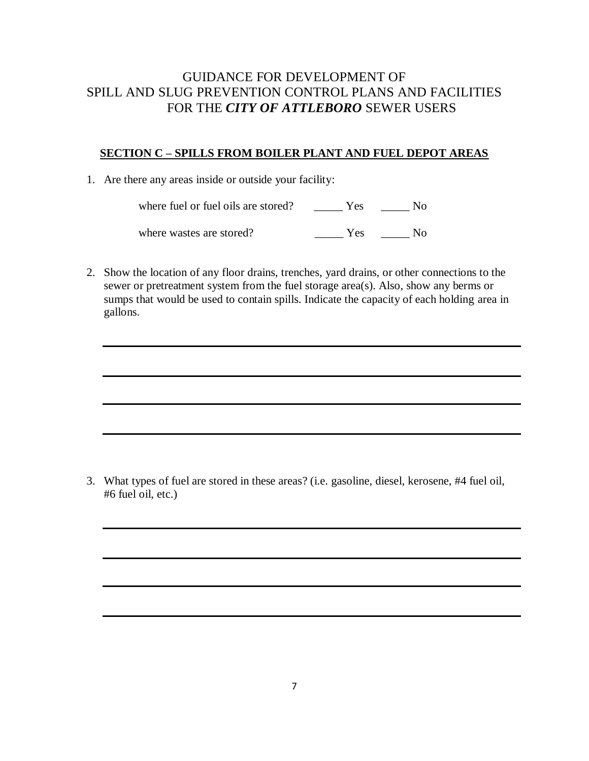GUIDANCE FOR DEVELOPMENT OF
SPILL AND SLUG PREVENTION CONTROL PLANS AND FACILITIES
FOR THE ***CITY OF ATTLEBORO*** SEWER USERS

## SECTION C – SPILLS FROM BOILER PLANT AND FUEL DEPOT AREAS

1. Are there any areas inside or outside your facility:

   where fuel or fuel oils are stored? _____ Yes _____ No

   where wastes are stored? _____ Yes _____ No

2. Show the location of any floor drains, trenches, yard drains, or other connections to the sewer or pretreatment system from the fuel storage area(s). Also, show any berms or sumps that would be used to contain spills. Indicate the capacity of each holding area in gallons.

   ______________________________________________________________________

   ______________________________________________________________________

   ______________________________________________________________________

   ______________________________________________________________________

3. What types of fuel are stored in these areas? (i.e. gasoline, diesel, kerosene, #4 fuel oil, #6 fuel oil, etc.)

   ______________________________________________________________________

   ______________________________________________________________________

   ______________________________________________________________________

   ______________________________________________________________________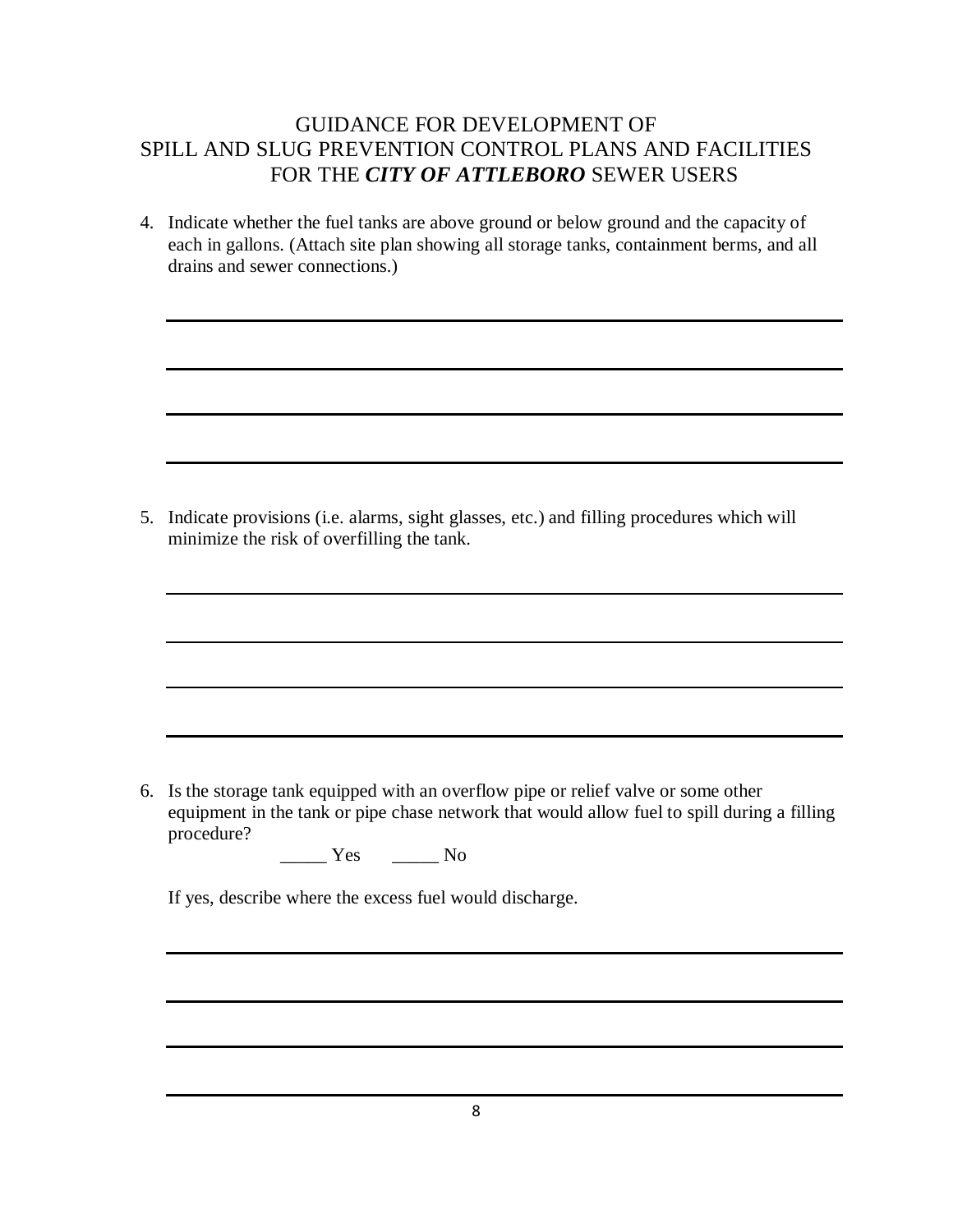GUIDANCE FOR DEVELOPMENT OF
SPILL AND SLUG PREVENTION CONTROL PLANS AND FACILITIES
FOR THE ***CITY OF ATTLEBORO*** SEWER USERS

4. Indicate whether the fuel tanks are above ground or below ground and the capacity of each in gallons. (Attach site plan showing all storage tanks, containment berms, and all drains and sewer connections.)

______________________________________________________________________

______________________________________________________________________

______________________________________________________________________

______________________________________________________________________

5. Indicate provisions (i.e. alarms, sight glasses, etc.) and filling procedures which will minimize the risk of overfilling the tank.

______________________________________________________________________

______________________________________________________________________

______________________________________________________________________

______________________________________________________________________

6. Is the storage tank equipped with an overflow pipe or relief valve or some other equipment in the tank or pipe chase network that would allow fuel to spill during a filling procedure?

   _____ Yes     _____ No

   If yes, describe where the excess fuel would discharge.

______________________________________________________________________

______________________________________________________________________

______________________________________________________________________

______________________________________________________________________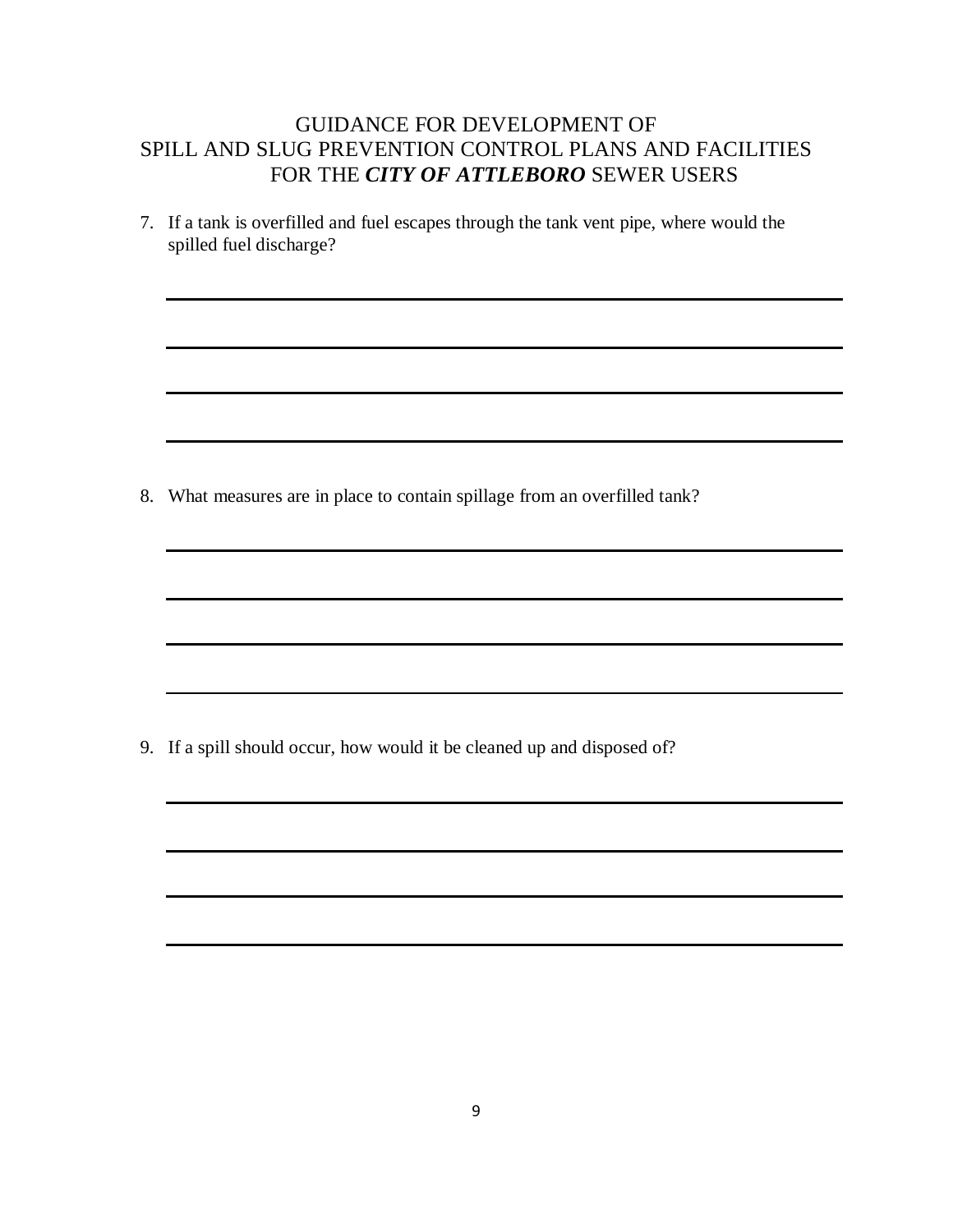GUIDANCE FOR DEVELOPMENT OF
SPILL AND SLUG PREVENTION CONTROL PLANS AND FACILITIES
FOR THE ***CITY OF ATTLEBORO*** SEWER USERS

7. If a tank is overfilled and fuel escapes through the tank vent pipe, where would the spilled fuel discharge?

\_\_\_\_\_\_\_\_\_\_\_\_\_\_\_\_\_\_\_\_\_\_\_\_\_\_\_\_\_\_\_\_\_\_\_\_\_\_\_\_\_\_\_\_\_\_\_\_\_\_\_\_\_\_\_\_\_\_\_\_

\_\_\_\_\_\_\_\_\_\_\_\_\_\_\_\_\_\_\_\_\_\_\_\_\_\_\_\_\_\_\_\_\_\_\_\_\_\_\_\_\_\_\_\_\_\_\_\_\_\_\_\_\_\_\_\_\_\_\_\_

\_\_\_\_\_\_\_\_\_\_\_\_\_\_\_\_\_\_\_\_\_\_\_\_\_\_\_\_\_\_\_\_\_\_\_\_\_\_\_\_\_\_\_\_\_\_\_\_\_\_\_\_\_\_\_\_\_\_\_\_

\_\_\_\_\_\_\_\_\_\_\_\_\_\_\_\_\_\_\_\_\_\_\_\_\_\_\_\_\_\_\_\_\_\_\_\_\_\_\_\_\_\_\_\_\_\_\_\_\_\_\_\_\_\_\_\_\_\_\_\_

8. What measures are in place to contain spillage from an overfilled tank?

\_\_\_\_\_\_\_\_\_\_\_\_\_\_\_\_\_\_\_\_\_\_\_\_\_\_\_\_\_\_\_\_\_\_\_\_\_\_\_\_\_\_\_\_\_\_\_\_\_\_\_\_\_\_\_\_\_\_\_\_

\_\_\_\_\_\_\_\_\_\_\_\_\_\_\_\_\_\_\_\_\_\_\_\_\_\_\_\_\_\_\_\_\_\_\_\_\_\_\_\_\_\_\_\_\_\_\_\_\_\_\_\_\_\_\_\_\_\_\_\_

\_\_\_\_\_\_\_\_\_\_\_\_\_\_\_\_\_\_\_\_\_\_\_\_\_\_\_\_\_\_\_\_\_\_\_\_\_\_\_\_\_\_\_\_\_\_\_\_\_\_\_\_\_\_\_\_\_\_\_\_

\_\_\_\_\_\_\_\_\_\_\_\_\_\_\_\_\_\_\_\_\_\_\_\_\_\_\_\_\_\_\_\_\_\_\_\_\_\_\_\_\_\_\_\_\_\_\_\_\_\_\_\_\_\_\_\_\_\_\_\_

9. If a spill should occur, how would it be cleaned up and disposed of?

\_\_\_\_\_\_\_\_\_\_\_\_\_\_\_\_\_\_\_\_\_\_\_\_\_\_\_\_\_\_\_\_\_\_\_\_\_\_\_\_\_\_\_\_\_\_\_\_\_\_\_\_\_\_\_\_\_\_\_\_

\_\_\_\_\_\_\_\_\_\_\_\_\_\_\_\_\_\_\_\_\_\_\_\_\_\_\_\_\_\_\_\_\_\_\_\_\_\_\_\_\_\_\_\_\_\_\_\_\_\_\_\_\_\_\_\_\_\_\_\_

\_\_\_\_\_\_\_\_\_\_\_\_\_\_\_\_\_\_\_\_\_\_\_\_\_\_\_\_\_\_\_\_\_\_\_\_\_\_\_\_\_\_\_\_\_\_\_\_\_\_\_\_\_\_\_\_\_\_\_\_

\_\_\_\_\_\_\_\_\_\_\_\_\_\_\_\_\_\_\_\_\_\_\_\_\_\_\_\_\_\_\_\_\_\_\_\_\_\_\_\_\_\_\_\_\_\_\_\_\_\_\_\_\_\_\_\_\_\_\_\_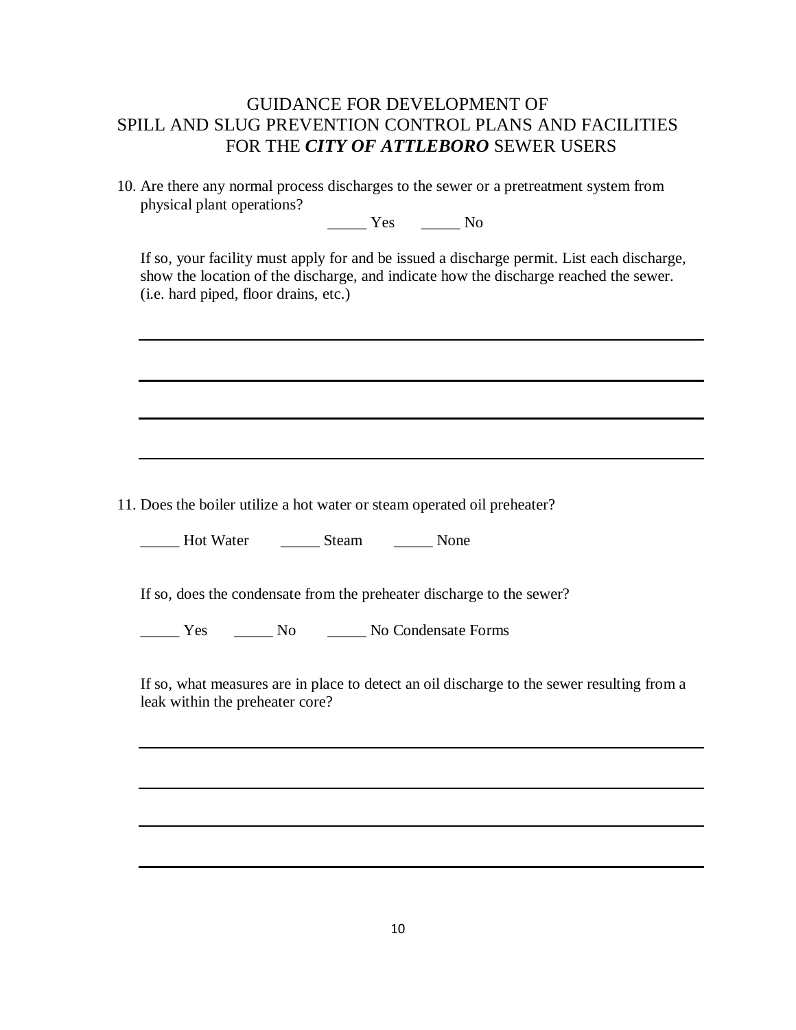GUIDANCE FOR DEVELOPMENT OF SPILL AND SLUG PREVENTION CONTROL PLANS AND FACILITIES FOR THE ***CITY OF ATTLEBORO*** SEWER USERS

10. Are there any normal process discharges to the sewer or a pretreatment system from physical plant operations?

    _____ Yes     _____ No

    If so, your facility must apply for and be issued a discharge permit. List each discharge, show the location of the discharge, and indicate how the discharge reached the sewer. (i.e. hard piped, floor drains, etc.)

    ______________________________________________________________________

    ______________________________________________________________________

    ______________________________________________________________________

    ______________________________________________________________________

11. Does the boiler utilize a hot water or steam operated oil preheater?

    _____ Hot Water     _____ Steam     _____ None

    If so, does the condensate from the preheater discharge to the sewer?

    _____ Yes     _____ No     _____ No Condensate Forms

    If so, what measures are in place to detect an oil discharge to the sewer resulting from a leak within the preheater core?

    ______________________________________________________________________

    ______________________________________________________________________

    ______________________________________________________________________

    ______________________________________________________________________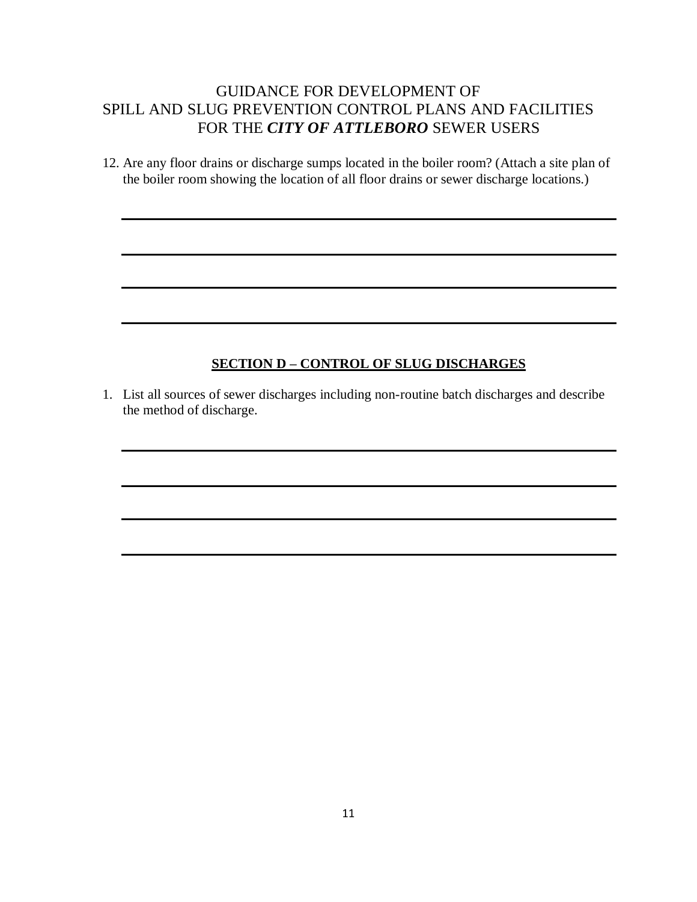12. Are any floor drains or discharge sumps located in the boiler room? (Attach a site plan of the boiler room showing the location of all floor drains or sewer discharge locations.)

______________________________________________

______________________________________________

______________________________________________

______________________________________________

## SECTION D – CONTROL OF SLUG DISCHARGES

1. List all sources of sewer discharges including non-routine batch discharges and describe the method of discharge.

______________________________________________

______________________________________________

______________________________________________

______________________________________________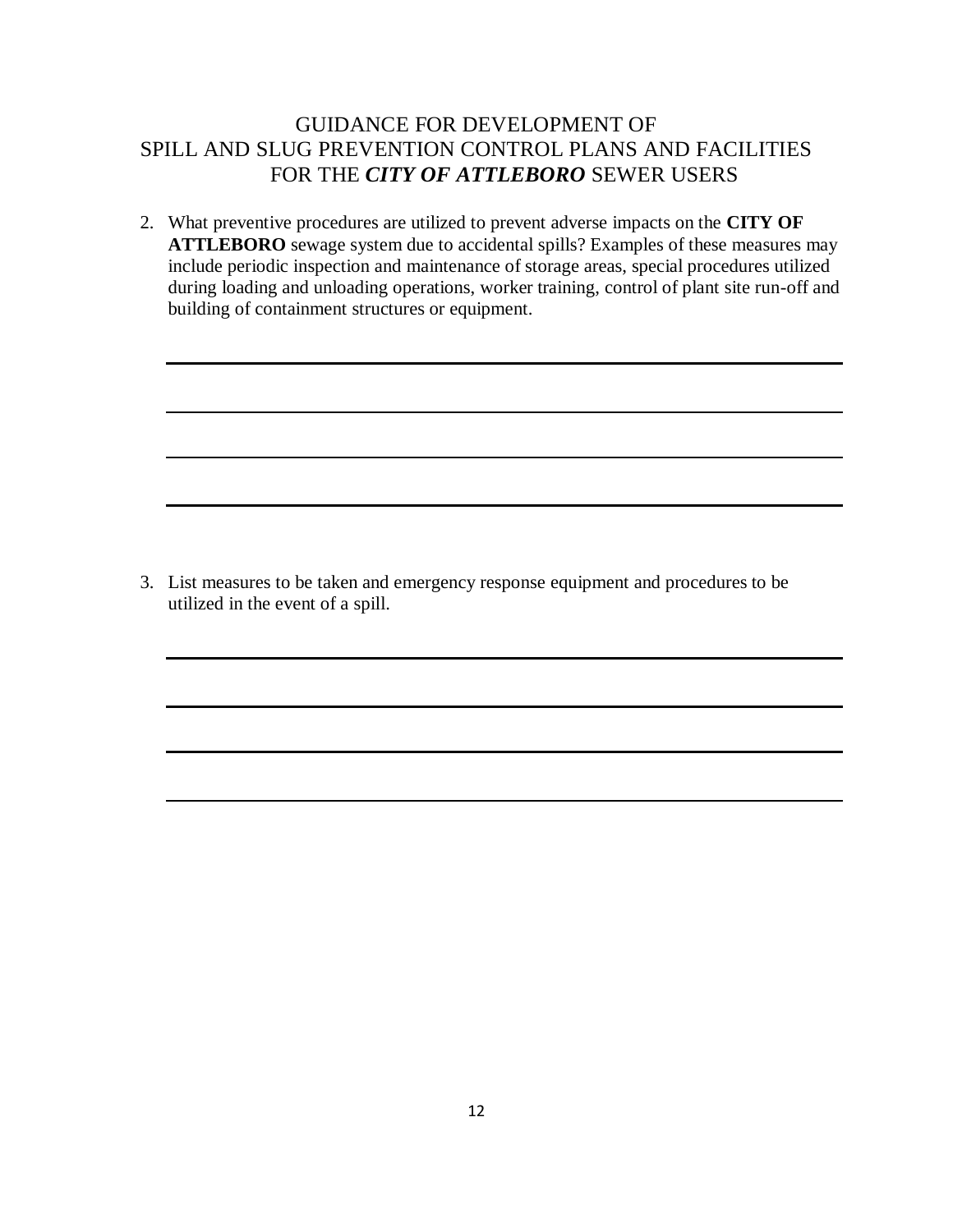GUIDANCE FOR DEVELOPMENT OF
SPILL AND SLUG PREVENTION CONTROL PLANS AND FACILITIES
FOR THE ***CITY OF ATTLEBORO*** SEWER USERS

2. What preventive procedures are utilized to prevent adverse impacts on the **CITY OF ATTLEBORO** sewage system due to accidental spills? Examples of these measures may include periodic inspection and maintenance of storage areas, special procedures utilized during loading and unloading operations, worker training, control of plant site run-off and building of containment structures or equipment.

______________________________________________________________________

______________________________________________________________________

______________________________________________________________________

______________________________________________________________________

3. List measures to be taken and emergency response equipment and procedures to be utilized in the event of a spill.

______________________________________________________________________

______________________________________________________________________

______________________________________________________________________

______________________________________________________________________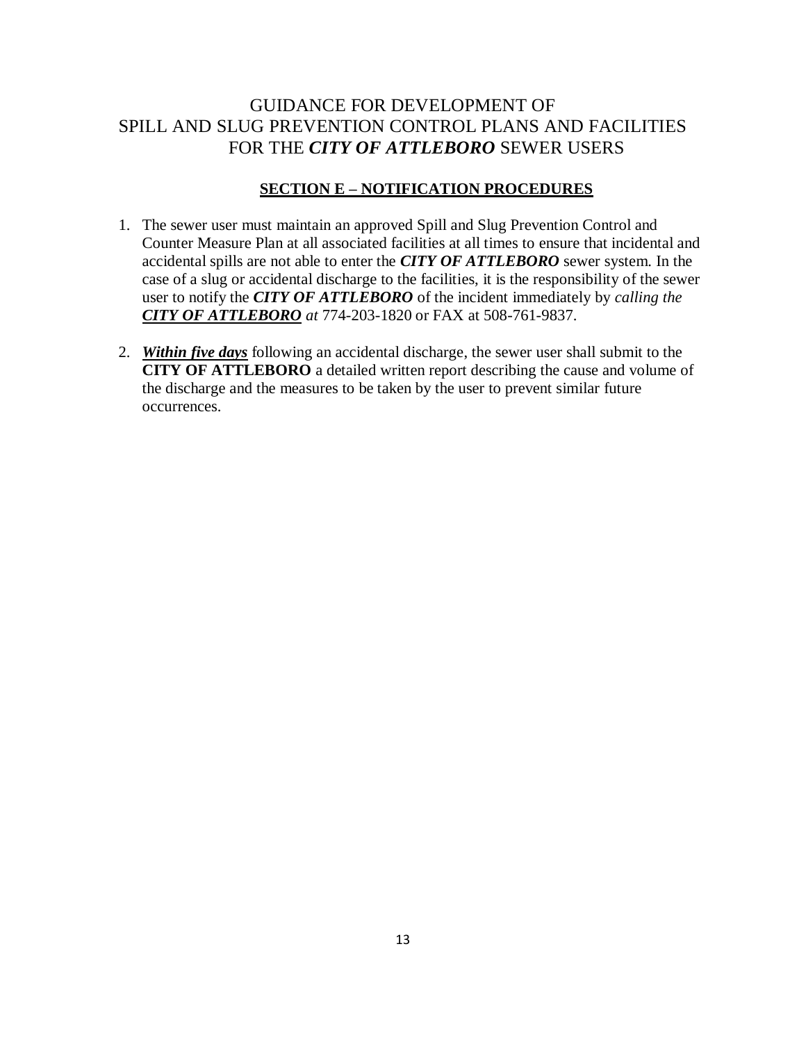# GUIDANCE FOR DEVELOPMENT OF SPILL AND SLUG PREVENTION CONTROL PLANS AND FACILITIES FOR THE ***CITY OF ATTLEBORO*** SEWER USERS

## SECTION E – NOTIFICATION PROCEDURES

1. The sewer user must maintain an approved Spill and Slug Prevention Control and Counter Measure Plan at all associated facilities at all times to ensure that incidental and accidental spills are not able to enter the ***CITY OF ATTLEBORO*** sewer system. In the case of a slug or accidental discharge to the facilities, it is the responsibility of the sewer user to notify the ***CITY OF ATTLEBORO*** of the incident immediately by *calling the* ***CITY OF ATTLEBORO*** *at* 774-203-1820 or FAX at 508-761-9837.

2. ***Within five days*** following an accidental discharge, the sewer user shall submit to the **CITY OF ATTLEBORO** a detailed written report describing the cause and volume of the discharge and the measures to be taken by the user to prevent similar future occurrences.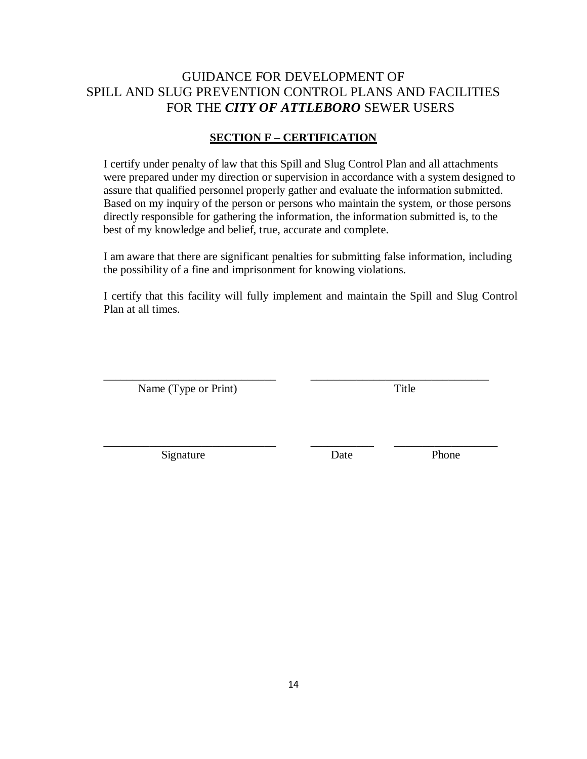# GUIDANCE FOR DEVELOPMENT OF SPILL AND SLUG PREVENTION CONTROL PLANS AND FACILITIES FOR THE ***CITY OF ATTLEBORO*** SEWER USERS

## SECTION F – CERTIFICATION

I certify under penalty of law that this Spill and Slug Control Plan and all attachments were prepared under my direction or supervision in accordance with a system designed to assure that qualified personnel properly gather and evaluate the information submitted. Based on my inquiry of the person or persons who maintain the system, or those persons directly responsible for gathering the information, the information submitted is, to the best of my knowledge and belief, true, accurate and complete.

I am aware that there are significant penalties for submitting false information, including the possibility of a fine and imprisonment for knowing violations.

I certify that this facility will fully implement and maintain the Spill and Slug Control Plan at all times.

______________________________ ______________________________
Name (Type or Print) Title

______________________________ ___________ __________________
Signature Date Phone